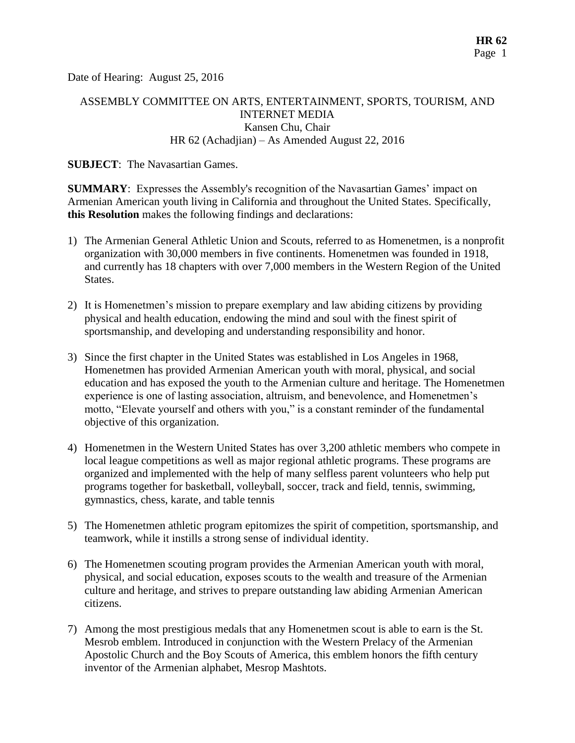Date of Hearing: August 25, 2016

ASSEMBLY COMMITTEE ON ARTS, ENTERTAINMENT, SPORTS, TOURISM, AND INTERNET MEDIA
Kansen Chu, Chair
HR 62 (Achadjian) – As Amended August 22, 2016

**SUBJECT**: The Navasartian Games.

**SUMMARY**: Expresses the Assembly's recognition of the Navasartian Games' impact on Armenian American youth living in California and throughout the United States. Specifically, **this Resolution** makes the following findings and declarations:

1) The Armenian General Athletic Union and Scouts, referred to as Homenetmen, is a nonprofit organization with 30,000 members in five continents. Homenetmen was founded in 1918, and currently has 18 chapters with over 7,000 members in the Western Region of the United States.

2) It is Homenetmen's mission to prepare exemplary and law abiding citizens by providing physical and health education, endowing the mind and soul with the finest spirit of sportsmanship, and developing and understanding responsibility and honor.

3) Since the first chapter in the United States was established in Los Angeles in 1968, Homenetmen has provided Armenian American youth with moral, physical, and social education and has exposed the youth to the Armenian culture and heritage. The Homenetmen experience is one of lasting association, altruism, and benevolence, and Homenetmen's motto, "Elevate yourself and others with you," is a constant reminder of the fundamental objective of this organization.

4) Homenetmen in the Western United States has over 3,200 athletic members who compete in local league competitions as well as major regional athletic programs. These programs are organized and implemented with the help of many selfless parent volunteers who help put programs together for basketball, volleyball, soccer, track and field, tennis, swimming, gymnastics, chess, karate, and table tennis

5) The Homenetmen athletic program epitomizes the spirit of competition, sportsmanship, and teamwork, while it instills a strong sense of individual identity.

6) The Homenetmen scouting program provides the Armenian American youth with moral, physical, and social education, exposes scouts to the wealth and treasure of the Armenian culture and heritage, and strives to prepare outstanding law abiding Armenian American citizens.

7) Among the most prestigious medals that any Homenetmen scout is able to earn is the St. Mesrob emblem. Introduced in conjunction with the Western Prelacy of the Armenian Apostolic Church and the Boy Scouts of America, this emblem honors the fifth century inventor of the Armenian alphabet, Mesrop Mashtots.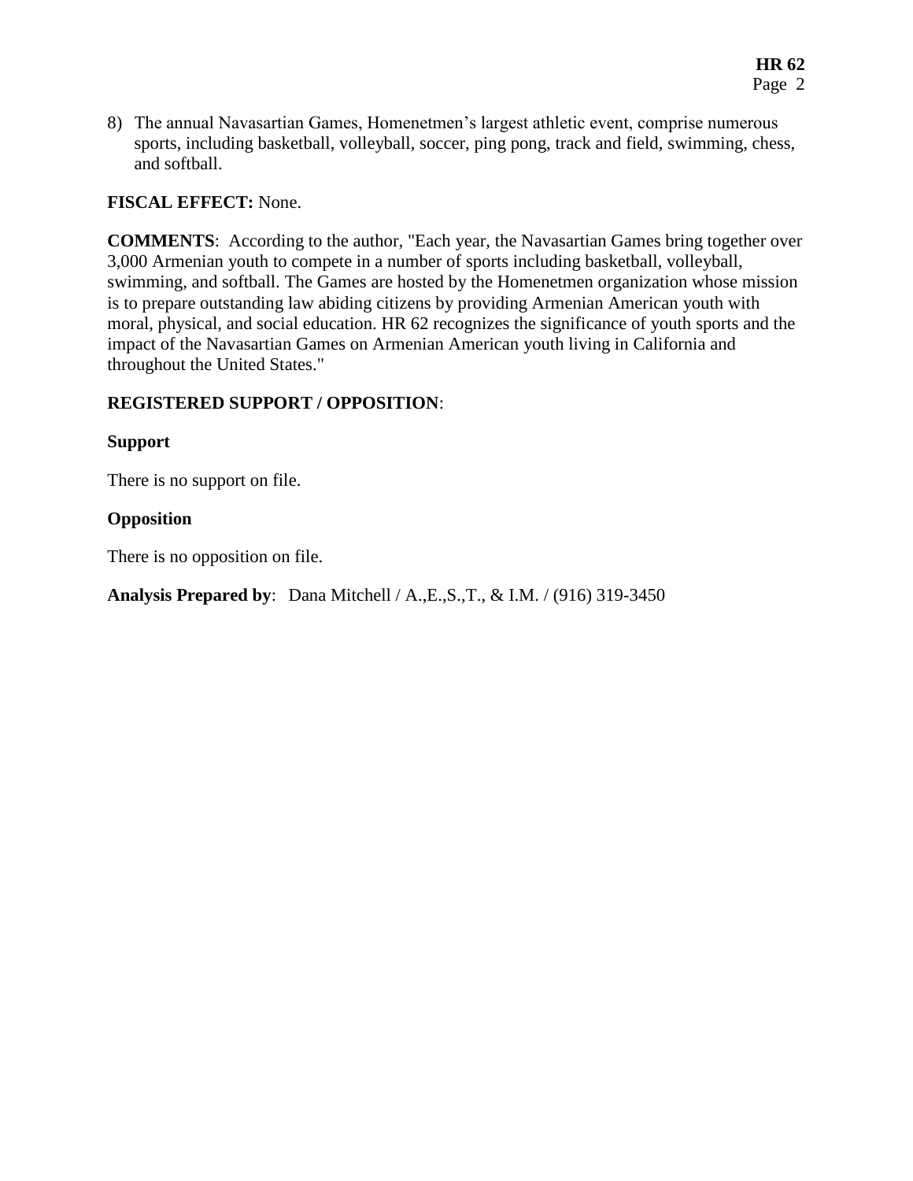8) The annual Navasartian Games, Homenetmen's largest athletic event, comprise numerous sports, including basketball, volleyball, soccer, ping pong, track and field, swimming, chess, and softball.

**FISCAL EFFECT:** None.

**COMMENTS**: According to the author, "Each year, the Navasartian Games bring together over 3,000 Armenian youth to compete in a number of sports including basketball, volleyball, swimming, and softball. The Games are hosted by the Homenetmen organization whose mission is to prepare outstanding law abiding citizens by providing Armenian American youth with moral, physical, and social education. HR 62 recognizes the significance of youth sports and the impact of the Navasartian Games on Armenian American youth living in California and throughout the United States."

**REGISTERED SUPPORT / OPPOSITION**:

**Support**

There is no support on file.

**Opposition**

There is no opposition on file.

**Analysis Prepared by**: Dana Mitchell / A.,E.,S.,T., & I.M. / (916) 319-3450